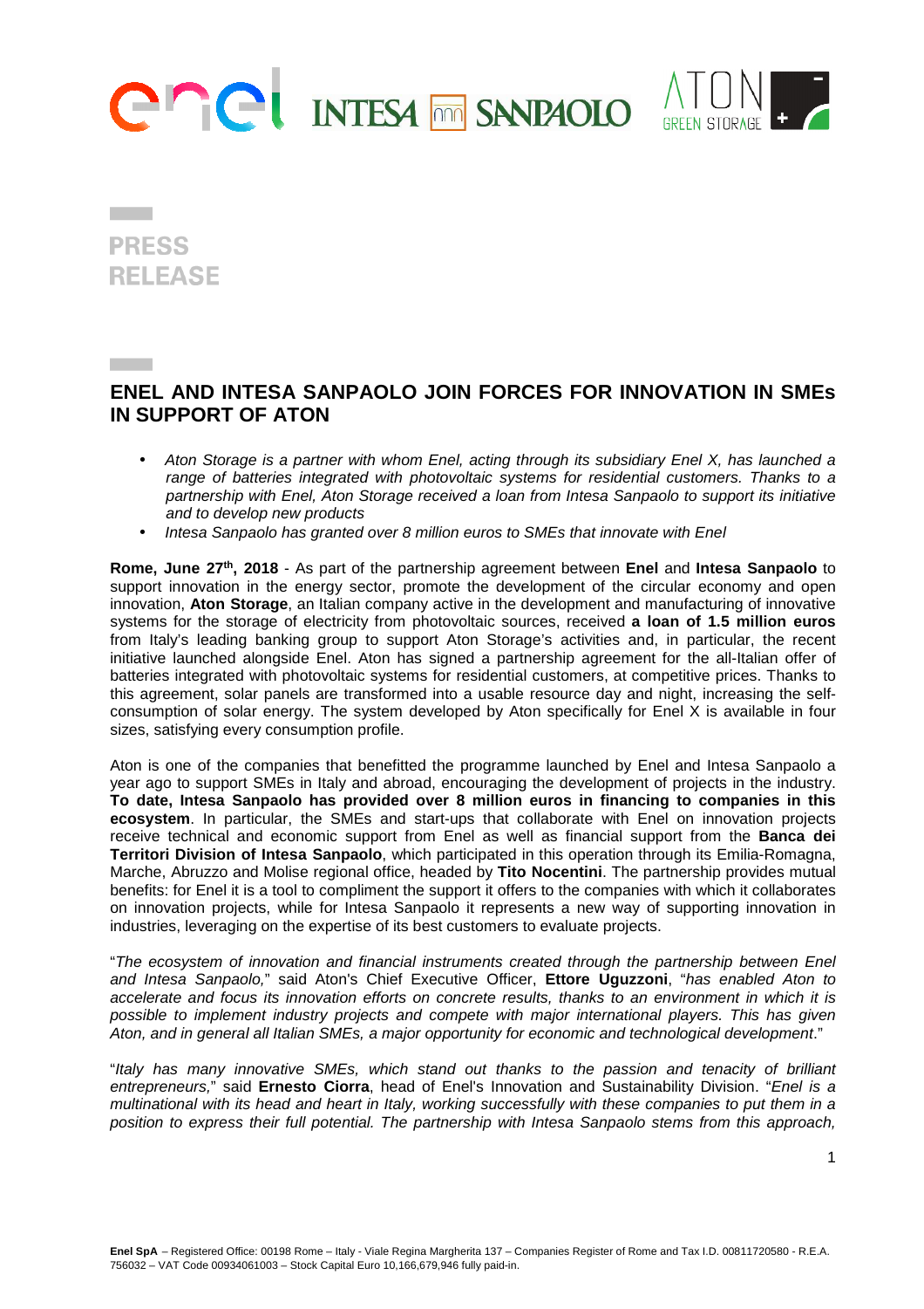**PRESS RELEASE**

# ENEL AND INTESA SANPAOLO JOIN FORCES FOR INNOVATION IN SMEs IN SUPPORT OF ATON

- *Aton Storage is a partner with whom Enel, acting through its subsidiary Enel X, has launched a range of batteries integrated with photovoltaic systems for residential customers. Thanks to a partnership with Enel, Aton Storage received a loan from Intesa Sanpaolo to support its initiative and to develop new products*
- *Intesa Sanpaolo has granted over 8 million euros to SMEs that innovate with Enel*

**Rome, June 27th, 2018** - As part of the partnership agreement between **Enel** and **Intesa Sanpaolo** to support innovation in the energy sector, promote the development of the circular economy and open innovation, **Aton Storage**, an Italian company active in the development and manufacturing of innovative systems for the storage of electricity from photovoltaic sources, received **a loan of 1.5 million euros** from Italy's leading banking group to support Aton Storage's activities and, in particular, the recent initiative launched alongside Enel. Aton has signed a partnership agreement for the all-Italian offer of batteries integrated with photovoltaic systems for residential customers, at competitive prices. Thanks to this agreement, solar panels are transformed into a usable resource day and night, increasing the self-consumption of solar energy. The system developed by Aton specifically for Enel X is available in four sizes, satisfying every consumption profile.

Aton is one of the companies that benefitted the programme launched by Enel and Intesa Sanpaolo a year ago to support SMEs in Italy and abroad, encouraging the development of projects in the industry. **To date, Intesa Sanpaolo has provided over 8 million euros in financing to companies in this ecosystem**. In particular, the SMEs and start-ups that collaborate with Enel on innovation projects receive technical and economic support from Enel as well as financial support from the **Banca dei Territori Division of Intesa Sanpaolo**, which participated in this operation through its Emilia-Romagna, Marche, Abruzzo and Molise regional office, headed by **Tito Nocentini**. The partnership provides mutual benefits: for Enel it is a tool to compliment the support it offers to the companies with which it collaborates on innovation projects, while for Intesa Sanpaolo it represents a new way of supporting innovation in industries, leveraging on the expertise of its best customers to evaluate projects.

"*The ecosystem of innovation and financial instruments created through the partnership between Enel and Intesa Sanpaolo,*" said Aton's Chief Executive Officer, **Ettore Uguzzoni**, "*has enabled Aton to accelerate and focus its innovation efforts on concrete results, thanks to an environment in which it is possible to implement industry projects and compete with major international players. This has given Aton, and in general all Italian SMEs, a major opportunity for economic and technological development*."

"*Italy has many innovative SMEs, which stand out thanks to the passion and tenacity of brilliant entrepreneurs,*" said **Ernesto Ciorra**, head of Enel's Innovation and Sustainability Division. "*Enel is a multinational with its head and heart in Italy, working successfully with these companies to put them in a position to express their full potential. The partnership with Intesa Sanpaolo stems from this approach,*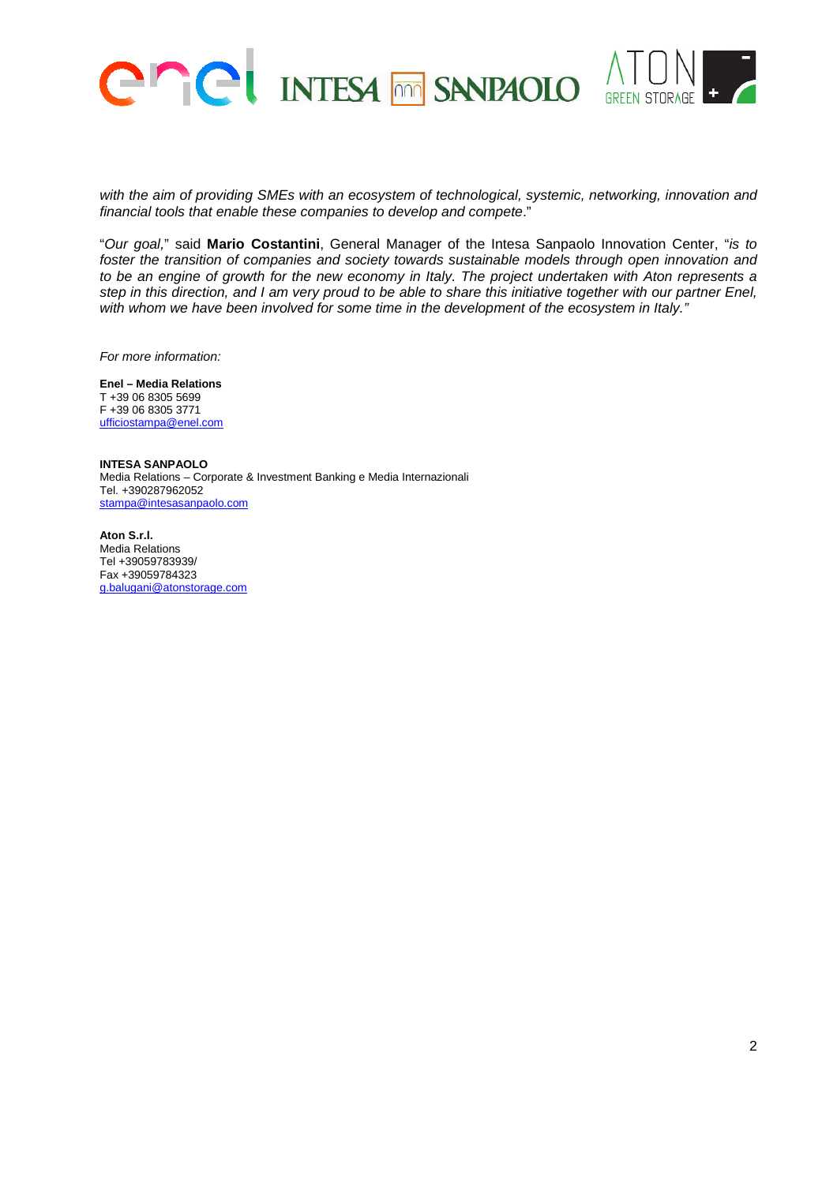*with the aim of providing SMEs with an ecosystem of technological, systemic, networking, innovation and financial tools that enable these companies to develop and compete*."

"*Our goal,*" said **Mario Costantini**, General Manager of the Intesa Sanpaolo Innovation Center, "*is to foster the transition of companies and society towards sustainable models through open innovation and to be an engine of growth for the new economy in Italy. The project undertaken with Aton represents a step in this direction, and I am very proud to be able to share this initiative together with our partner Enel, with whom we have been involved for some time in the development of the ecosystem in Italy."*

*For more information:*

**Enel – Media Relations**
T +39 06 8305 5699
F +39 06 8305 3771
ufficiostampa@enel.com

**INTESA SANPAOLO**
Media Relations – Corporate & Investment Banking e Media Internazionali
Tel. +390287962052
stampa@intesasanpaolo.com

**Aton S.r.l.**
Media Relations
Tel +39059783939/
Fax +39059784323
g.balugani@atonstorage.com